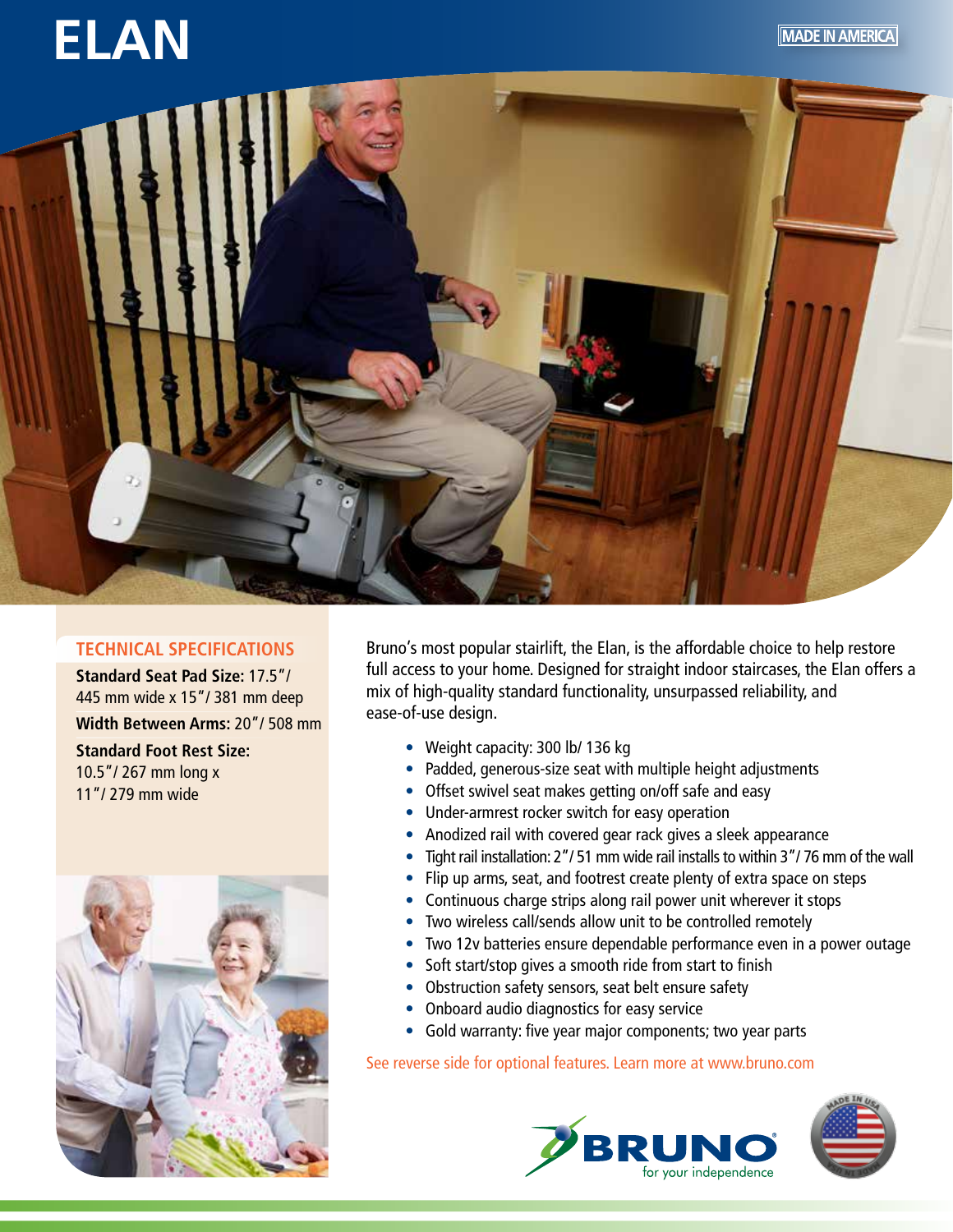# ELAN

MADE IN AMERICA

## TECHNICAL SPECIFICATIONS

**Standard Seat Pad Size:** 17.5"/ 445 mm wide x 15"/ 381 mm deep

**Width Between Arms:** 20"/ 508 mm

**Standard Foot Rest Size:** 10.5"/ 267 mm long x 11"/ 279 mm wide

Bruno's most popular stairlift, the Elan, is the affordable choice to help restore full access to your home. Designed for straight indoor staircases, the Elan offers a mix of high-quality standard functionality, unsurpassed reliability, and ease-of-use design.

- Weight capacity: 300 lb/ 136 kg
- Padded, generous-size seat with multiple height adjustments
- Offset swivel seat makes getting on/off safe and easy
- Under-armrest rocker switch for easy operation
- Anodized rail with covered gear rack gives a sleek appearance
- Tight rail installation: 2"/ 51 mm wide rail installs to within 3"/ 76 mm of the wall
- Flip up arms, seat, and footrest create plenty of extra space on steps
- Continuous charge strips along rail power unit wherever it stops
- Two wireless call/sends allow unit to be controlled remotely
- Two 12v batteries ensure dependable performance even in a power outage
- Soft start/stop gives a smooth ride from start to finish
- Obstruction safety sensors, seat belt ensure safety
- Onboard audio diagnostics for easy service
- Gold warranty: five year major components; two year parts

See reverse side for optional features. Learn more at www.bruno.com

BRUNO® for your independence

MADE IN USA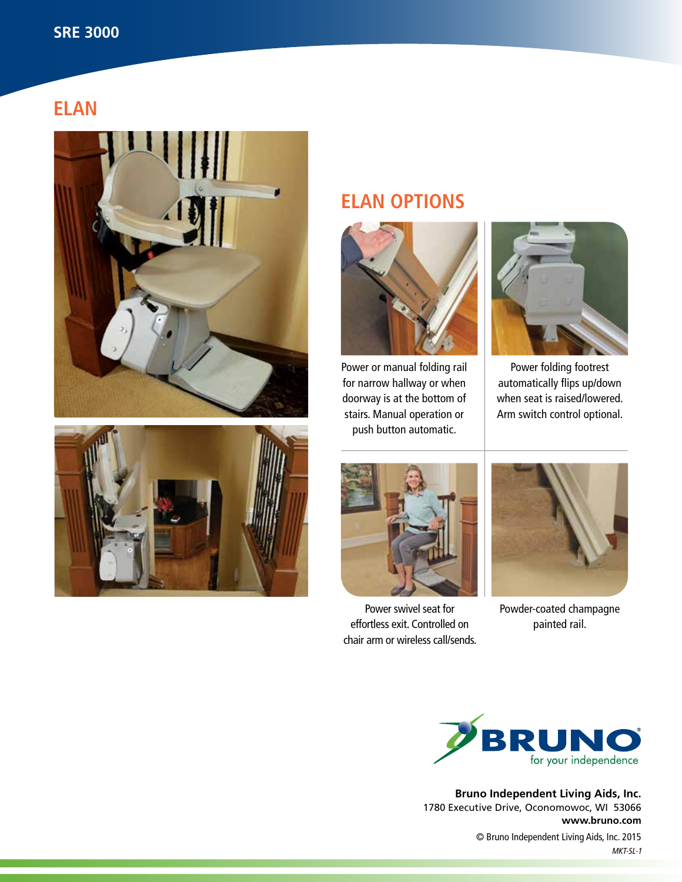## ELAN

## ELAN OPTIONS

Power or manual folding rail for narrow hallway or when doorway is at the bottom of stairs. Manual operation or push button automatic.

Power folding footrest automatically flips up/down when seat is raised/lowered. Arm switch control optional.

Power swivel seat for effortless exit. Controlled on chair arm or wireless call/sends.

Powder-coated champagne painted rail.

BRUNO®
for your independence

**Bruno Independent Living Aids, Inc.**
1780 Executive Drive, Oconomowoc, WI 53066
**www.bruno.com**

© Bruno Independent Living Aids, Inc. 2015

*MKT-SL-1*